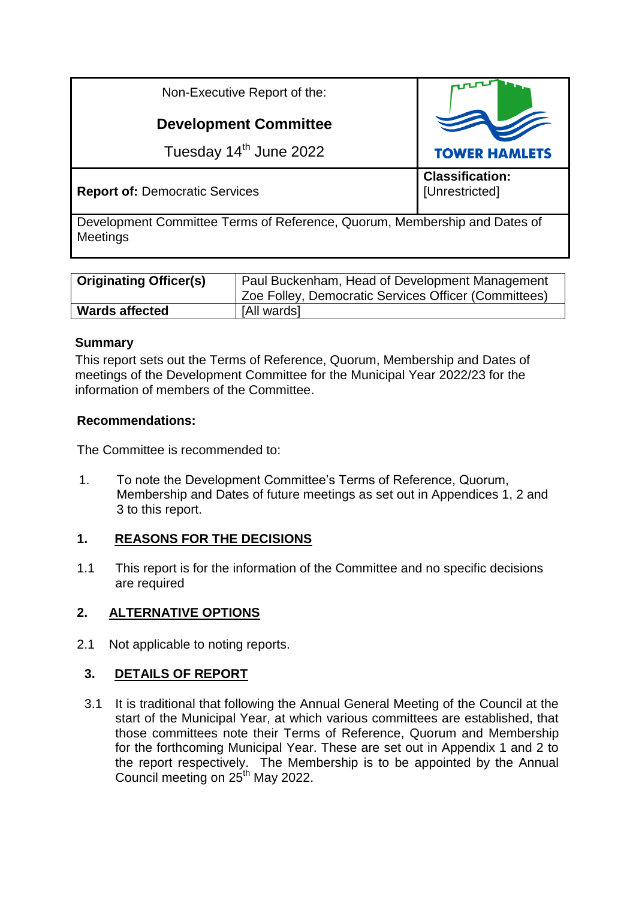| Non-Executive Report of the: **Development Committee** Tuesday 14th June 2022 | TOWER HAMLETS |
| --- | --- |
| **Report of:** Democratic Services | **Classification:** [Unrestricted] |
| Development Committee Terms of Reference, Quorum, Membership and Dates of Meetings | |

| **Originating Officer(s)** | Paul Buckenham, Head of Development Management<br>Zoe Folley, Democratic Services Officer (Committees) |
| --- | --- |
| **Wards affected** | [All wards] |

**Summary**

This report sets out the Terms of Reference, Quorum, Membership and Dates of meetings of the Development Committee for the Municipal Year 2022/23 for the information of members of the Committee.

**Recommendations:**

The Committee is recommended to:

1. To note the Development Committee's Terms of Reference, Quorum, Membership and Dates of future meetings as set out in Appendices 1, 2 and 3 to this report.

## 1. REASONS FOR THE DECISIONS

1.1 This report is for the information of the Committee and no specific decisions are required

## 2. ALTERNATIVE OPTIONS

2.1 Not applicable to noting reports.

## 3. DETAILS OF REPORT

3.1 It is traditional that following the Annual General Meeting of the Council at the start of the Municipal Year, at which various committees are established, that those committees note their Terms of Reference, Quorum and Membership for the forthcoming Municipal Year. These are set out in Appendix 1 and 2 to the report respectively. The Membership is to be appointed by the Annual Council meeting on 25th May 2022.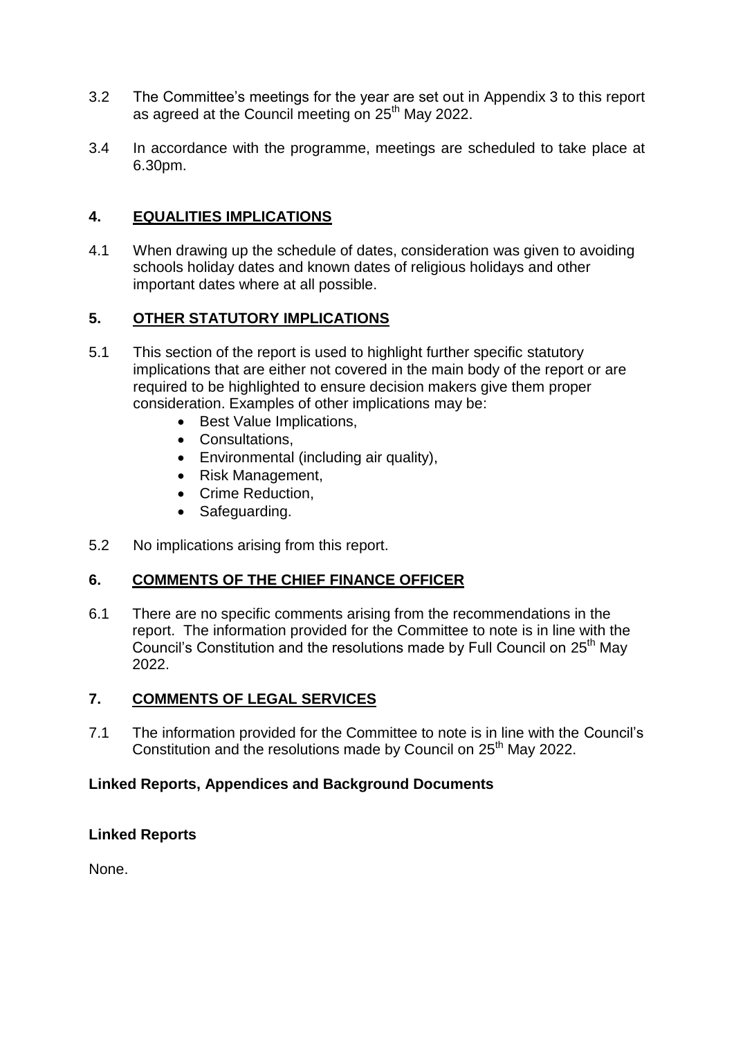3.2 The Committee's meetings for the year are set out in Appendix 3 to this report as agreed at the Council meeting on 25th May 2022.

3.4 In accordance with the programme, meetings are scheduled to take place at 6.30pm.

## 4. EQUALITIES IMPLICATIONS

4.1 When drawing up the schedule of dates, consideration was given to avoiding schools holiday dates and known dates of religious holidays and other important dates where at all possible.

## 5. OTHER STATUTORY IMPLICATIONS

5.1 This section of the report is used to highlight further specific statutory implications that are either not covered in the main body of the report or are required to be highlighted to ensure decision makers give them proper consideration. Examples of other implications may be:

- Best Value Implications,
- Consultations,
- Environmental (including air quality),
- Risk Management,
- Crime Reduction,
- Safeguarding.

5.2 No implications arising from this report.

## 6. COMMENTS OF THE CHIEF FINANCE OFFICER

6.1 There are no specific comments arising from the recommendations in the report. The information provided for the Committee to note is in line with the Council's Constitution and the resolutions made by Full Council on 25th May 2022.

## 7. COMMENTS OF LEGAL SERVICES

7.1 The information provided for the Committee to note is in line with the Council's Constitution and the resolutions made by Council on 25th May 2022.

**Linked Reports, Appendices and Background Documents**

**Linked Reports**

None.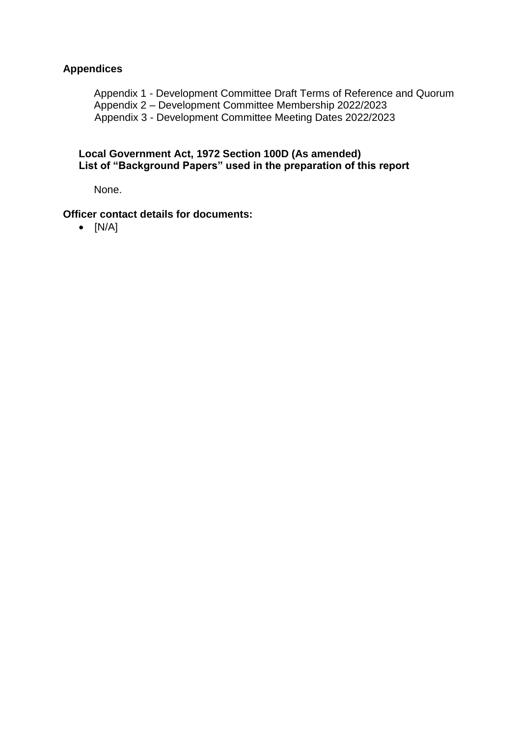## Appendices

Appendix 1 - Development Committee Draft Terms of Reference and Quorum
Appendix 2 – Development Committee Membership 2022/2023
Appendix 3 - Development Committee Meeting Dates 2022/2023

**Local Government Act, 1972 Section 100D (As amended)**
**List of "Background Papers" used in the preparation of this report**

None.

**Officer contact details for documents:**

- [N/A]